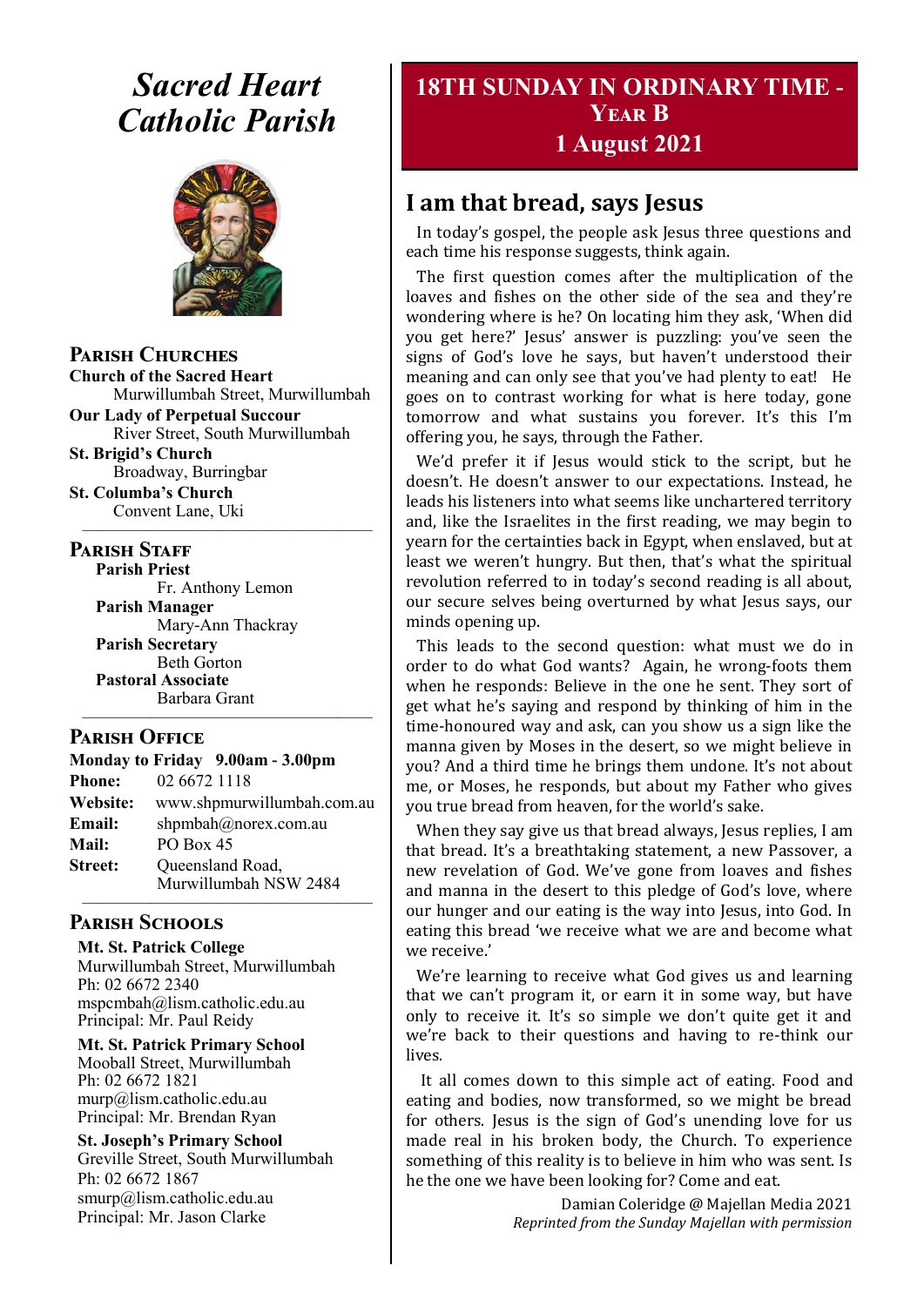# *Sacred Heart Catholic Parish*

## Parish Churches

**Church of the Sacred Heart**
Murwillumbah Street, Murwillumbah

**Our Lady of Perpetual Succour**
River Street, South Murwillumbah

**St. Brigid's Church**
Broadway, Burringbar

**St. Columba's Church**
Convent Lane, Uki

## Parish Staff

**Parish Priest**
Fr. Anthony Lemon

**Parish Manager**
Mary-Ann Thackray

**Parish Secretary**
Beth Gorton

**Pastoral Associate**
Barbara Grant

## Parish Office

**Monday to Friday 9.00am - 3.00pm**

**Phone:** 02 6672 1118
**Website:** www.shpmurwillumbah.com.au
**Email:** shpmbah@norex.com.au
**Mail:** PO Box 45
**Street:** Queensland Road, Murwillumbah NSW 2484

## Parish Schools

**Mt. St. Patrick College**
Murwillumbah Street, Murwillumbah
Ph: 02 6672 2340
mspcmbah@lism.catholic.edu.au
Principal: Mr. Paul Reidy

**Mt. St. Patrick Primary School**
Mooball Street, Murwillumbah
Ph: 02 6672 1821
murp@lism.catholic.edu.au
Principal: Mr. Brendan Ryan

**St. Joseph's Primary School**
Greville Street, South Murwillumbah
Ph: 02 6672 1867
smurp@lism.catholic.edu.au
Principal: Mr. Jason Clarke

# 18TH SUNDAY IN ORDINARY TIME - YEAR B
## 1 August 2021

## I am that bread, says Jesus

In today's gospel, the people ask Jesus three questions and each time his response suggests, think again.

The first question comes after the multiplication of the loaves and fishes on the other side of the sea and they're wondering where is he? On locating him they ask, 'When did you get here?' Jesus' answer is puzzling: you've seen the signs of God's love he says, but haven't understood their meaning and can only see that you've had plenty to eat! He goes on to contrast working for what is here today, gone tomorrow and what sustains you forever. It's this I'm offering you, he says, through the Father.

We'd prefer it if Jesus would stick to the script, but he doesn't. He doesn't answer to our expectations. Instead, he leads his listeners into what seems like unchartered territory and, like the Israelites in the first reading, we may begin to yearn for the certainties back in Egypt, when enslaved, but at least we weren't hungry. But then, that's what the spiritual revolution referred to in today's second reading is all about, our secure selves being overturned by what Jesus says, our minds opening up.

This leads to the second question: what must we do in order to do what God wants? Again, he wrong-foots them when he responds: Believe in the one he sent. They sort of get what he's saying and respond by thinking of him in the time-honoured way and ask, can you show us a sign like the manna given by Moses in the desert, so we might believe in you? And a third time he brings them undone. It's not about me, or Moses, he responds, but about my Father who gives you true bread from heaven, for the world's sake.

When they say give us that bread always, Jesus replies, I am that bread. It's a breathtaking statement, a new Passover, a new revelation of God. We've gone from loaves and fishes and manna in the desert to this pledge of God's love, where our hunger and our eating is the way into Jesus, into God. In eating this bread 'we receive what we are and become what we receive.'

We're learning to receive what God gives us and learning that we can't program it, or earn it in some way, but have only to receive it. It's so simple we don't quite get it and we're back to their questions and having to re-think our lives.

It all comes down to this simple act of eating. Food and eating and bodies, now transformed, so we might be bread for others. Jesus is the sign of God's unending love for us made real in his broken body, the Church. To experience something of this reality is to believe in him who was sent. Is he the one we have been looking for? Come and eat.

Damian Coleridge @ Majellan Media 2021
*Reprinted from the Sunday Majellan with permission*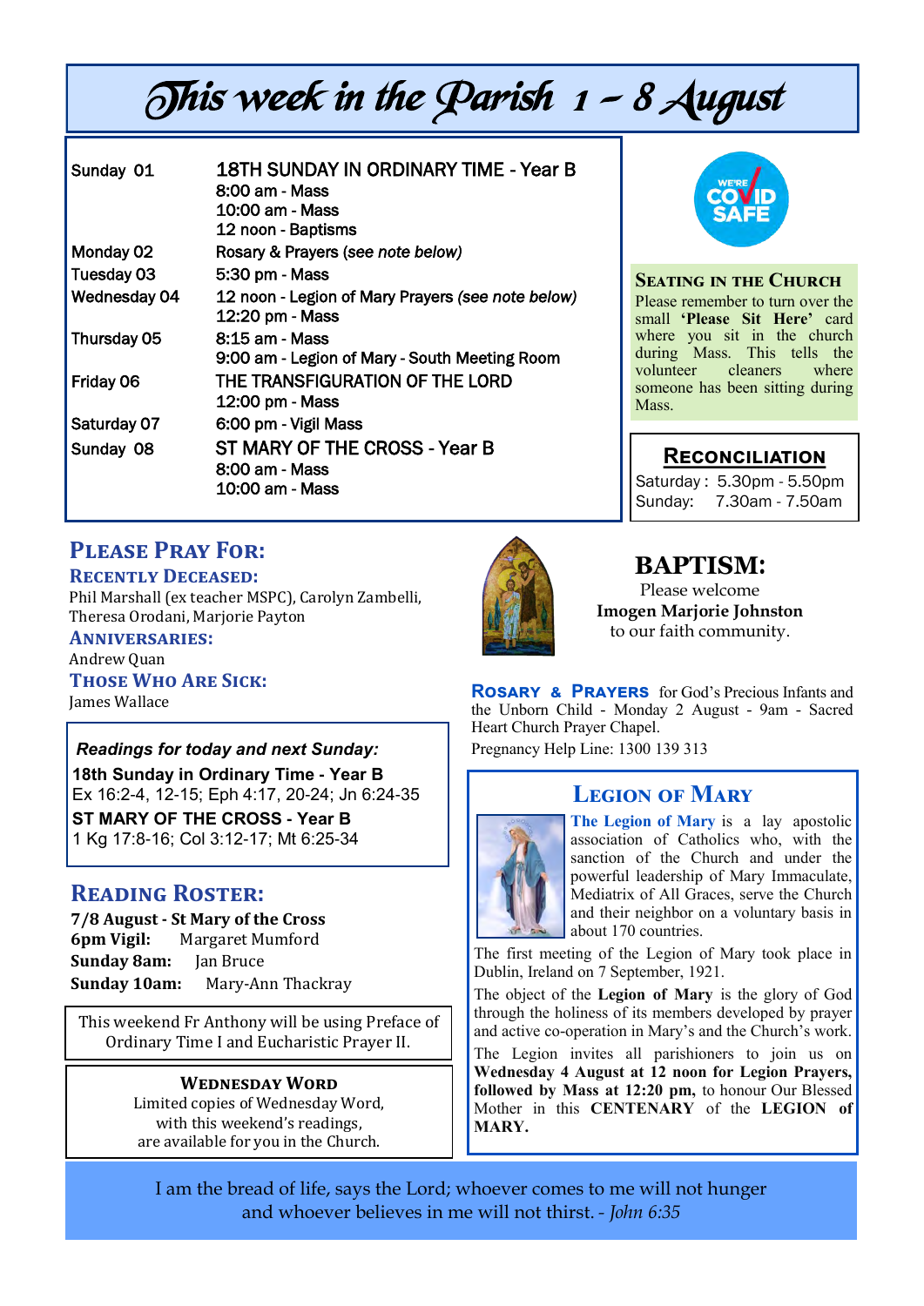# This week in the Parish 1 – 8 August

| | |
|---|---|
| Sunday 01 | 18TH SUNDAY IN ORDINARY TIME - Year B<br>8:00 am - Mass<br>10:00 am - Mass<br>12 noon - Baptisms |
| Monday 02 | Rosary & Prayers *(see note below)* |
| Tuesday 03 | 5:30 pm - Mass |
| Wednesday 04 | 12 noon - Legion of Mary Prayers *(see note below)*<br>12:20 pm - Mass |
| Thursday 05 | 8:15 am - Mass<br>9:00 am - Legion of Mary - South Meeting Room |
| Friday 06 | THE TRANSFIGURATION OF THE LORD<br>12:00 pm - Mass |
| Saturday 07 | 6:00 pm - Vigil Mass |
| Sunday 08 | ST MARY OF THE CROSS - Year B<br>8:00 am - Mass<br>10:00 am - Mass |

### Seating in the Church

Please remember to turn over the small **'Please Sit Here'** card where you sit in the church during Mass. This tells the volunteer cleaners where someone has been sitting during Mass.

### Reconciliation

Saturday : 5.30pm - 5.50pm
Sunday: 7.30am - 7.50am

## Please Pray For:

### Recently Deceased:

Phil Marshall (ex teacher MSPC), Carolyn Zambelli, Theresa Orodani, Marjorie Payton

### Anniversaries:

Andrew Quan

### Those Who Are Sick:

James Wallace

***Readings for today and next Sunday:***

**18th Sunday in Ordinary Time - Year B**
Ex 16:2-4, 12-15; Eph 4:17, 20-24; Jn 6:24-35

**ST MARY OF THE CROSS - Year B**
1 Kg 17:8-16; Col 3:12-17; Mt 6:25-34

## Reading Roster:

**7/8 August - St Mary of the Cross**
**6pm Vigil:** Margaret Mumford
**Sunday 8am:** Jan Bruce
**Sunday 10am:** Mary-Ann Thackray

This weekend Fr Anthony will be using Preface of Ordinary Time I and Eucharistic Prayer II.

### Wednesday Word

Limited copies of Wednesday Word, with this weekend's readings, are available for you in the Church.

## BAPTISM:

Please welcome
**Imogen Marjorie Johnston**
to our faith community.

**Rosary & Prayers** for God's Precious Infants and the Unborn Child - Monday 2 August - 9am - Sacred Heart Church Prayer Chapel.
Pregnancy Help Line: 1300 139 313

## Legion of Mary

**The Legion of Mary** is a lay apostolic association of Catholics who, with the sanction of the Church and under the powerful leadership of Mary Immaculate, Mediatrix of All Graces, serve the Church and their neighbor on a voluntary basis in about 170 countries.

The first meeting of the Legion of Mary took place in Dublin, Ireland on 7 September, 1921.

The object of the **Legion of Mary** is the glory of God through the holiness of its members developed by prayer and active co-operation in Mary's and the Church's work.

The Legion invites all parishioners to join us on **Wednesday 4 August at 12 noon for Legion Prayers, followed by Mass at 12:20 pm,** to honour Our Blessed Mother in this **CENTENARY** of the **LEGION of MARY.**

I am the bread of life, says the Lord; whoever comes to me will not hunger and whoever believes in me will not thirst. - *John 6:35*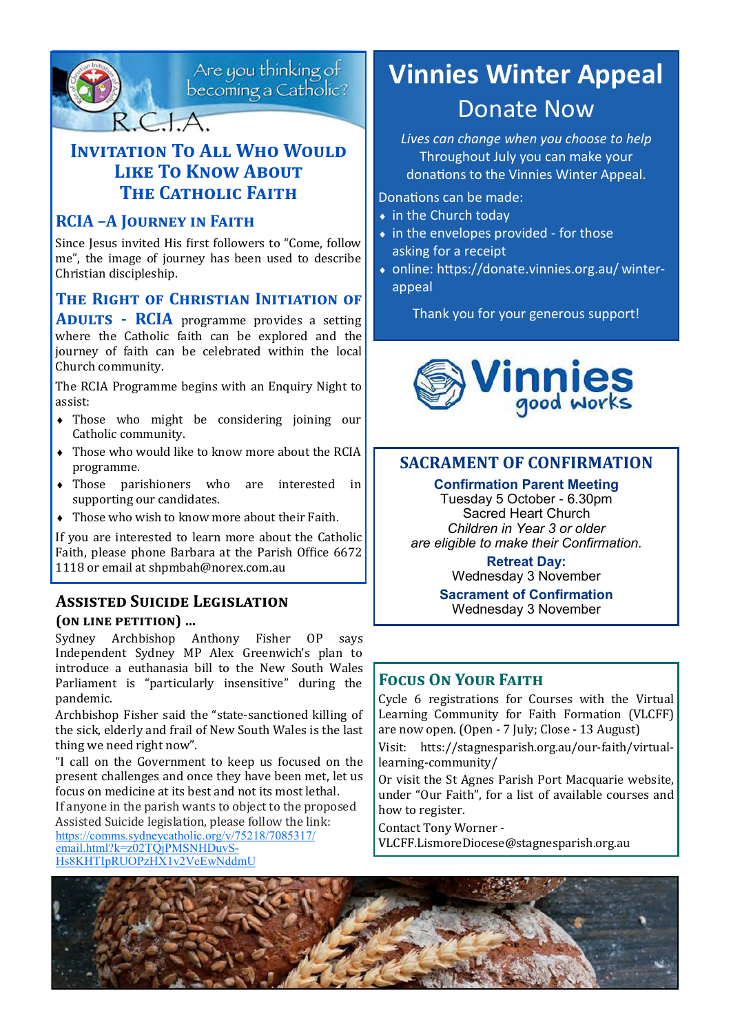Are you thinking of becoming a Catholic?

R.C.I.A.

## Invitation To All Who Would Like To Know About The Catholic Faith

### RCIA –A Journey in Faith

Since Jesus invited His first followers to "Come, follow me", the image of journey has been used to describe Christian discipleship.

**The Right of Christian Initiation of Adults - RCIA** programme provides a setting where the Catholic faith can be explored and the journey of faith can be celebrated within the local Church community.

The RCIA Programme begins with an Enquiry Night to assist:

- Those who might be considering joining our Catholic community.
- Those who would like to know more about the RCIA programme.
- Those parishioners who are interested in supporting our candidates.
- Those who wish to know more about their Faith.

If you are interested to learn more about the Catholic Faith, please phone Barbara at the Parish Office 6672 1118 or email at shpmbah@norex.com.au

## Assisted Suicide Legislation (on line petition) ...

Sydney Archbishop Anthony Fisher OP says Independent Sydney MP Alex Greenwich's plan to introduce a euthanasia bill to the New South Wales Parliament is "particularly insensitive" during the pandemic.

Archbishop Fisher said the "state-sanctioned killing of the sick, elderly and frail of New South Wales is the last thing we need right now".

"I call on the Government to keep us focused on the present challenges and once they have been met, let us focus on medicine at its best and not its most lethal.

If anyone in the parish wants to object to the proposed Assisted Suicide legislation, please follow the link: https://comms.sydneycatholic.org/v/75218/7085317/email.html?k=z02TQjPMSNHDuvS-Hs8KHTIpRUOPzHX1v2VeEwNddmU

# Vinnies Winter Appeal

## Donate Now

*Lives can change when you choose to help*

Throughout July you can make your donations to the Vinnies Winter Appeal.

Donations can be made:

- in the Church today
- in the envelopes provided - for those asking for a receipt
- online: https://donate.vinnies.org.au/ winter-appeal

Thank you for your generous support!

Vinnies good works

## SACRAMENT OF CONFIRMATION

**Confirmation Parent Meeting**
Tuesday 5 October - 6.30pm
Sacred Heart Church
*Children in Year 3 or older are eligible to make their Confirmation.*

**Retreat Day:**
Wednesday 3 November

**Sacrament of Confirmation**
Wednesday 3 November

## Focus On Your Faith

Cycle 6 registrations for Courses with the Virtual Learning Community for Faith Formation (VLCFF) are now open. (Open - 7 July; Close - 13 August)

Visit: https://stagnesparish.org.au/our-faith/virtual-learning-community/

Or visit the St Agnes Parish Port Macquarie website, under "Our Faith", for a list of available courses and how to register.

Contact Tony Worner - VLCFF.LismoreDiocese@stagnesparish.org.au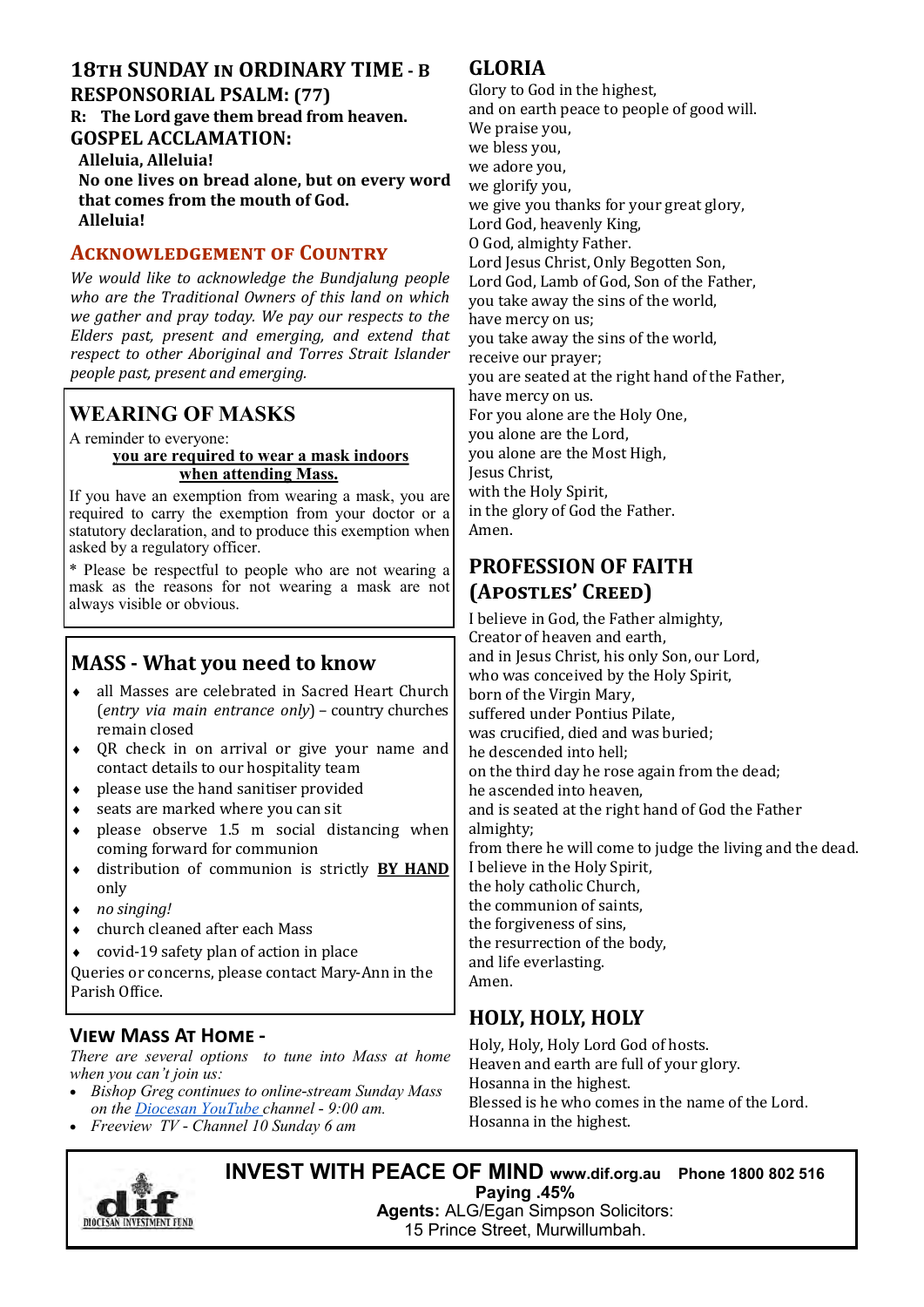## 18TH SUNDAY IN ORDINARY TIME - B

### RESPONSORIAL PSALM: (77)

**R: The Lord gave them bread from heaven.**

### GOSPEL ACCLAMATION:

**Alleluia, Alleluia!**
**No one lives on bread alone, but on every word that comes from the mouth of God.**
**Alleluia!**

### ACKNOWLEDGEMENT OF COUNTRY

*We would like to acknowledge the Bundjalung people who are the Traditional Owners of this land on which we gather and pray today. We pay our respects to the Elders past, present and emerging, and extend that respect to other Aboriginal and Torres Strait Islander people past, present and emerging.*

## WEARING OF MASKS

A reminder to everyone:

**you are required to wear a mask indoors when attending Mass.**

If you have an exemption from wearing a mask, you are required to carry the exemption from your doctor or a statutory declaration, and to produce this exemption when asked by a regulatory officer.

* Please be respectful to people who are not wearing a mask as the reasons for not wearing a mask are not always visible or obvious.

## MASS - What you need to know

- all Masses are celebrated in Sacred Heart Church (*entry via main entrance only*) – country churches remain closed
- QR check in on arrival or give your name and contact details to our hospitality team
- please use the hand sanitiser provided
- seats are marked where you can sit
- please observe 1.5 m social distancing when coming forward for communion
- distribution of communion is strictly **BY HAND** only
- *no singing!*
- church cleaned after each Mass
- covid-19 safety plan of action in place

Queries or concerns, please contact Mary-Ann in the Parish Office.

### VIEW MASS AT HOME -

*There are several options to tune into Mass at home when you can't join us:*

- *Bishop Greg continues to online-stream Sunday Mass on the Diocesan YouTube channel - 9:00 am.*
- *Freeview TV - Channel 10 Sunday 6 am*

## GLORIA

Glory to God in the highest,
and on earth peace to people of good will.
We praise you,
we bless you,
we adore you,
we glorify you,
we give you thanks for your great glory,
Lord God, heavenly King,
O God, almighty Father.
Lord Jesus Christ, Only Begotten Son,
Lord God, Lamb of God, Son of the Father,
you take away the sins of the world,
have mercy on us;
you take away the sins of the world,
receive our prayer;
you are seated at the right hand of the Father,
have mercy on us.
For you alone are the Holy One,
you alone are the Lord,
you alone are the Most High,
Jesus Christ,
with the Holy Spirit,
in the glory of God the Father.
Amen.

## PROFESSION OF FAITH (APOSTLES' CREED)

I believe in God, the Father almighty,
Creator of heaven and earth,
and in Jesus Christ, his only Son, our Lord,
who was conceived by the Holy Spirit,
born of the Virgin Mary,
suffered under Pontius Pilate,
was crucified, died and was buried;
he descended into hell;
on the third day he rose again from the dead;
he ascended into heaven,
and is seated at the right hand of God the Father almighty;
from there he will come to judge the living and the dead.
I believe in the Holy Spirit,
the holy catholic Church,
the communion of saints,
the forgiveness of sins,
the resurrection of the body,
and life everlasting.
Amen.

## HOLY, HOLY, HOLY

Holy, Holy, Holy Lord God of hosts.
Heaven and earth are full of your glory.
Hosanna in the highest.
Blessed is he who comes in the name of the Lord.
Hosanna in the highest.

DIOCESAN INVESTMENT FUND

**INVEST WITH PEACE OF MIND www.dif.org.au Phone 1800 802 516**
**Paying .45%**
**Agents:** ALG/Egan Simpson Solicitors:
15 Prince Street, Murwillumbah.